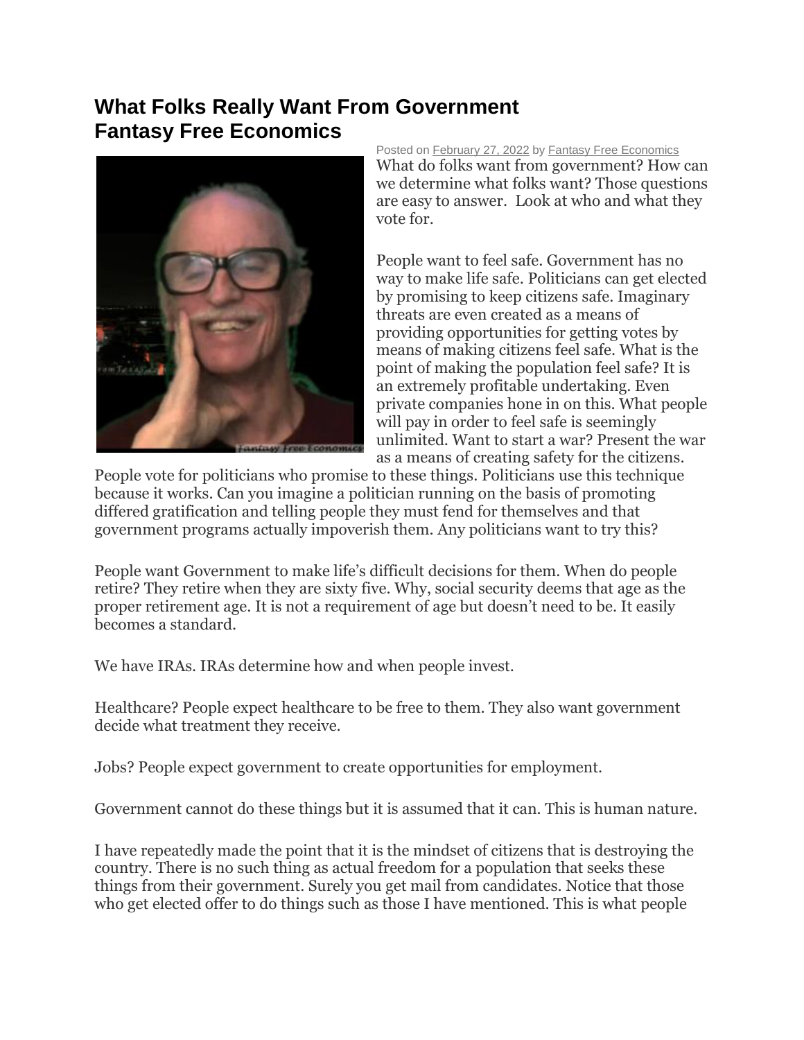# What Folks Really Want From Government
# Fantasy Free Economics

Posted on February 27, 2022 by Fantasy Free Economics

What do folks want from government? How can we determine what folks want? Those questions are easy to answer.  Look at who and what they vote for.

People want to feel safe. Government has no way to make life safe. Politicians can get elected by promising to keep citizens safe. Imaginary threats are even created as a means of providing opportunities for getting votes by means of making citizens feel safe. What is the point of making the population feel safe? It is an extremely profitable undertaking. Even private companies hone in on this. What people will pay in order to feel safe is seemingly unlimited. Want to start a war? Present the war as a means of creating safety for the citizens. People vote for politicians who promise to these things. Politicians use this technique because it works. Can you imagine a politician running on the basis of promoting differed gratification and telling people they must fend for themselves and that government programs actually impoverish them. Any politicians want to try this?

People want Government to make life's difficult decisions for them. When do people retire? They retire when they are sixty five. Why, social security deems that age as the proper retirement age. It is not a requirement of age but doesn't need to be. It easily becomes a standard.

We have IRAs. IRAs determine how and when people invest.

Healthcare? People expect healthcare to be free to them. They also want government decide what treatment they receive.

Jobs? People expect government to create opportunities for employment.

Government cannot do these things but it is assumed that it can. This is human nature.

I have repeatedly made the point that it is the mindset of citizens that is destroying the country. There is no such thing as actual freedom for a population that seeks these things from their government. Surely you get mail from candidates. Notice that those who get elected offer to do things such as those I have mentioned. This is what people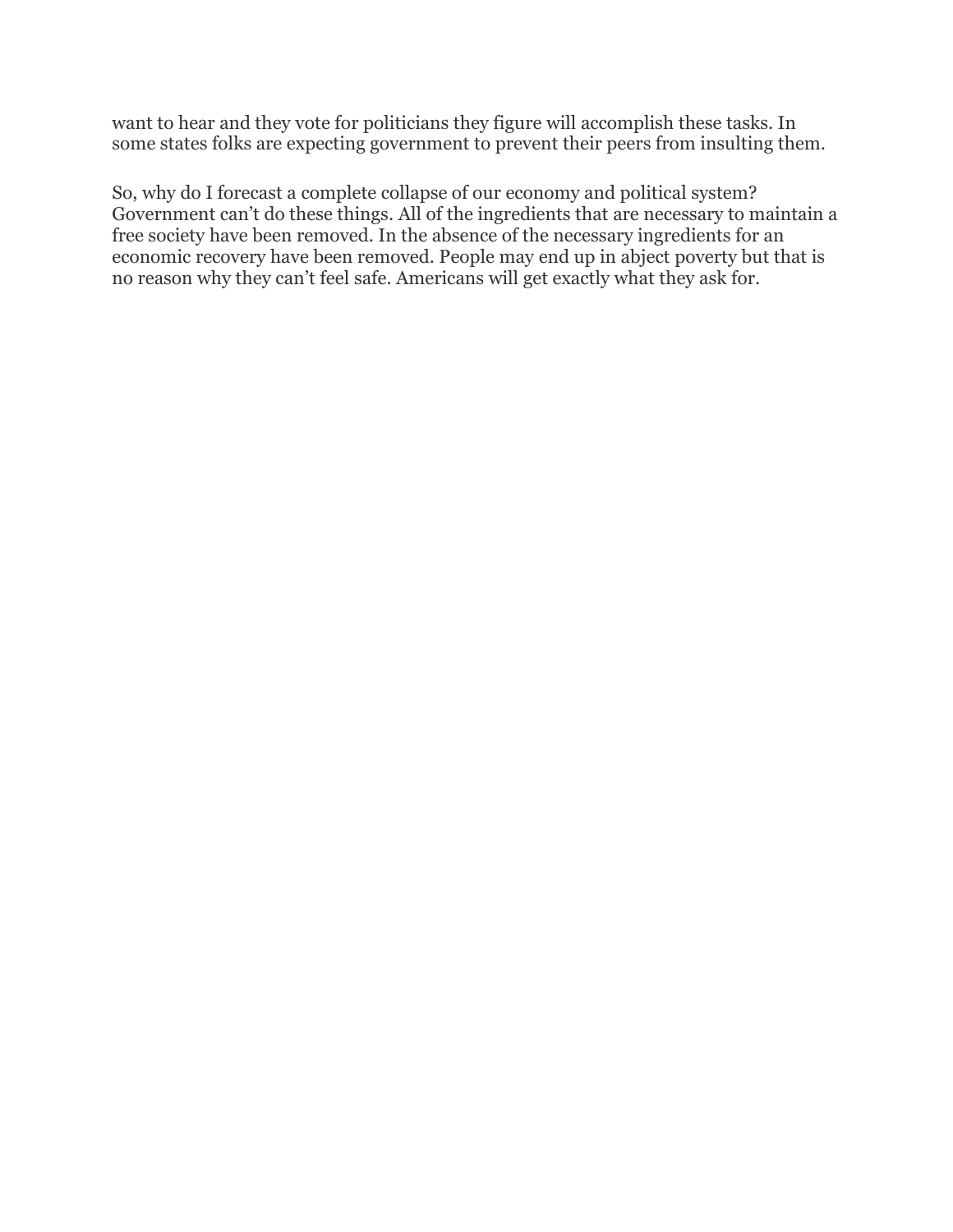want to hear and they vote for politicians they figure will accomplish these tasks. In some states folks are expecting government to prevent their peers from insulting them.

So, why do I forecast a complete collapse of our economy and political system? Government can't do these things. All of the ingredients that are necessary to maintain a free society have been removed. In the absence of the necessary ingredients for an economic recovery have been removed. People may end up in abject poverty but that is no reason why they can't feel safe. Americans will get exactly what they ask for.